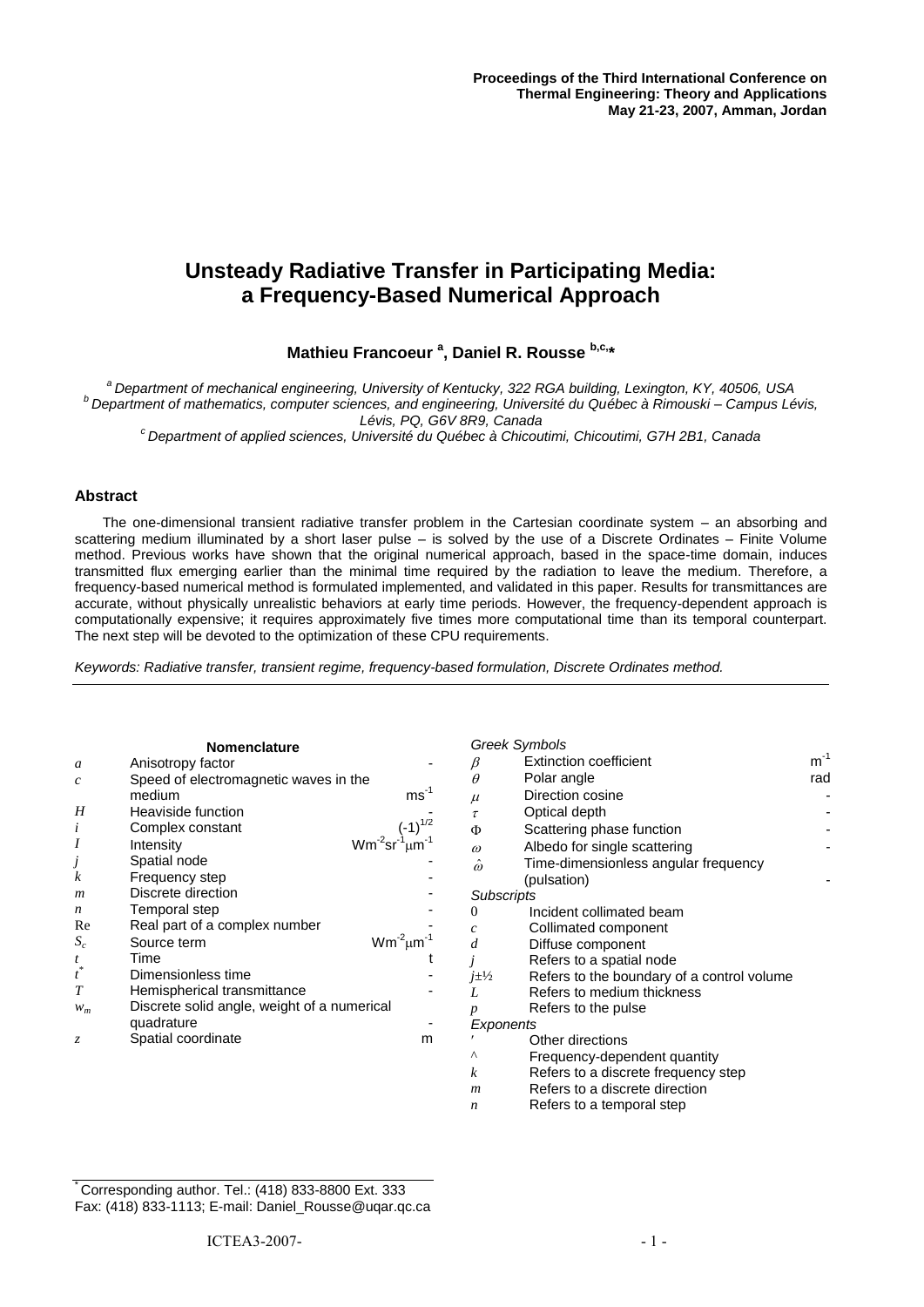Proceedings of the Third International Conference on Thermal Engineering: Theory and Applications
May 21-23, 2007, Amman, Jordan

# Unsteady Radiative Transfer in Participating Media: a Frequency-Based Numerical Approach

**Mathieu Francoeur [a], Daniel R. Rousse [b,c,*]**

[a] Department of mechanical engineering, University of Kentucky, 322 RGA building, Lexington, KY, 40506, USA
[b] Department of mathematics, computer sciences, and engineering, Université du Québec à Rimouski – Campus Lévis, Lévis, PQ, G6V 8R9, Canada
[c] Department of applied sciences, Université du Québec à Chicoutimi, Chicoutimi, G7H 2B1, Canada

## Abstract

The one-dimensional transient radiative transfer problem in the Cartesian coordinate system – an absorbing and scattering medium illuminated by a short laser pulse – is solved by the use of a Discrete Ordinates – Finite Volume method. Previous works have shown that the original numerical approach, based in the space-time domain, induces transmitted flux emerging earlier than the minimal time required by the radiation to leave the medium. Therefore, a frequency-based numerical method is formulated implemented, and validated in this paper. Results for transmittances are accurate, without physically unrealistic behaviors at early time periods. However, the frequency-dependent approach is computationally expensive; it requires approximately five times more computational time than its temporal counterpart. The next step will be devoted to the optimization of these CPU requirements.

*Keywords: Radiative transfer, transient regime, frequency-based formulation, Discrete Ordinates method.*

---

### Nomenclature

| Symbol | Description | Unit |
|---|---|---|
| $a$ | Anisotropy factor | - |
| $c$ | Speed of electromagnetic waves in the medium | $ms^{-1}$ |
| $H$ | Heaviside function | - |
| $i$ | Complex constant | $(-1)^{1/2}$ |
| $I$ | Intensity | $Wm^{-2}sr^{-1}\mu m^{-1}$ |
| $j$ | Spatial node | - |
| $k$ | Frequency step | - |
| $m$ | Discrete direction | - |
| $n$ | Temporal step | - |
| Re | Real part of a complex number | - |
| $S_c$ | Source term | $Wm^{-2}\mu m^{-1}$ |
| $t$ | Time | t |
| $t^*$ | Dimensionless time | - |
| $T$ | Hemispherical transmittance | - |
| $w_m$ | Discrete solid angle, weight of a numerical quadrature | - |
| $z$ | Spatial coordinate | m |

*Greek Symbols*

| Symbol | Description | Unit |
|---|---|---|
| $\beta$ | Extinction coefficient | $m^{-1}$ |
| $\theta$ | Polar angle | rad |
| $\mu$ | Direction cosine | - |
| $\tau$ | Optical depth | - |
| $\Phi$ | Scattering phase function | - |
| $\omega$ | Albedo for single scattering | - |
| $\hat{\omega}$ | Time-dimensionless angular frequency (pulsation) | - |

*Subscripts*

| Symbol | Description |
|---|---|
| $0$ | Incident collimated beam |
| $c$ | Collimated component |
| $d$ | Diffuse component |
| $j$ | Refers to a spatial node |
| $j\pm½$ | Refers to the boundary of a control volume |
| $L$ | Refers to medium thickness |
| $p$ | Refers to the pulse |

*Exponents*

| Symbol | Description |
|---|---|
| $'$ | Other directions |
| $\wedge$ | Frequency-dependent quantity |
| $k$ | Refers to a discrete frequency step |
| $m$ | Refers to a discrete direction |
| $n$ | Refers to a temporal step |

---

* Corresponding author. Tel.: (418) 833-8800 Ext. 333
Fax: (418) 833-1113; E-mail: Daniel_Rousse@uqar.qc.ca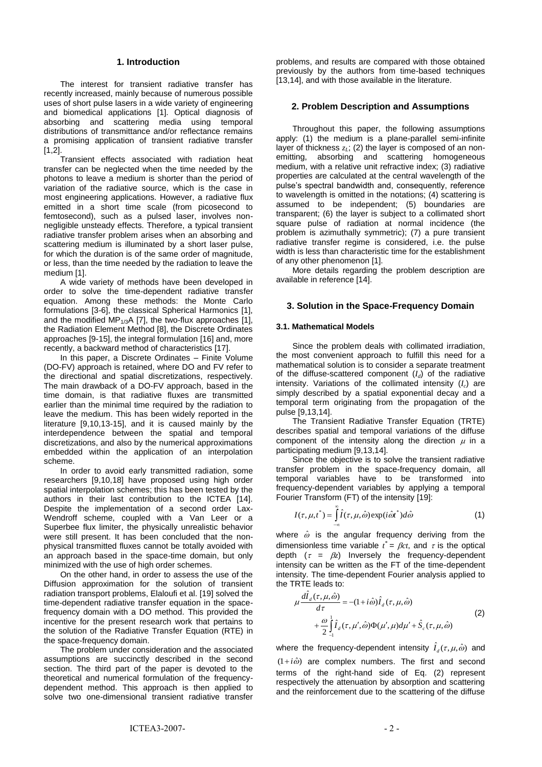## 1. Introduction

The interest for transient radiative transfer has recently increased, mainly because of numerous possible uses of short pulse lasers in a wide variety of engineering and biomedical applications [1]. Optical diagnosis of absorbing and scattering media using temporal distributions of transmittance and/or reflectance remains a promising application of transient radiative transfer [1,2].

Transient effects associated with radiation heat transfer can be neglected when the time needed by the photons to leave a medium is shorter than the period of variation of the radiative source, which is the case in most engineering applications. However, a radiative flux emitted in a short time scale (from picosecond to femtosecond), such as a pulsed laser, involves non-negligible unsteady effects. Therefore, a typical transient radiative transfer problem arises when an absorbing and scattering medium is illuminated by a short laser pulse, for which the duration is of the same order of magnitude, or less, than the time needed by the radiation to leave the medium [1].

A wide variety of methods have been developed in order to solve the time-dependent radiative transfer equation. Among these methods: the Monte Carlo formulations [3-6], the classical Spherical Harmonics [1], and the modified $MP_{1/3}A$ [7], the two-flux approaches [1], the Radiation Element Method [8], the Discrete Ordinates approaches [9-15], the integral formulation [16] and, more recently, a backward method of characteristics [17].

In this paper, a Discrete Ordinates – Finite Volume (DO-FV) approach is retained, where DO and FV refer to the directional and spatial discretizations, respectively. The main drawback of a DO-FV approach, based in the time domain, is that radiative fluxes are transmitted earlier than the minimal time required by the radiation to leave the medium. This has been widely reported in the literature [9,10,13-15], and it is caused mainly by the interdependence between the spatial and temporal discretizations, and also by the numerical approximations embedded within the application of an interpolation scheme.

In order to avoid early transmitted radiation, some researchers [9,10,18] have proposed using high order spatial interpolation schemes; this has been tested by the authors in their last contribution to the ICTEA [14]. Despite the implementation of a second order Lax-Wendroff scheme, coupled with a Van Leer or a Superbee flux limiter, the physically unrealistic behavior were still present. It has been concluded that the non-physical transmitted fluxes cannot be totally avoided with an approach based in the space-time domain, but only minimized with the use of high order schemes.

On the other hand, in order to assess the use of the Diffusion approximation for the solution of transient radiation transport problems, Elaloufi et al. [19] solved the time-dependent radiative transfer equation in the space-frequency domain with a DO method. This provided the incentive for the present research work that pertains to the solution of the Radiative Transfer Equation (RTE) in the space-frequency domain.

The problem under consideration and the associated assumptions are succinctly described in the second section. The third part of the paper is devoted to the theoretical and numerical formulation of the frequency-dependent method. This approach is then applied to solve two one-dimensional transient radiative transfer problems, and results are compared with those obtained previously by the authors from time-based techniques [13,14], and with those available in the literature.

## 2. Problem Description and Assumptions

Throughout this paper, the following assumptions apply: (1) the medium is a plane-parallel semi-infinite layer of thickness $z_L$; (2) the layer is composed of an non-emitting, absorbing and scattering homogeneous medium, with a relative unit refractive index; (3) radiative properties are calculated at the central wavelength of the pulse's spectral bandwidth and, consequently, reference to wavelength is omitted in the notations; (4) scattering is assumed to be independent; (5) boundaries are transparent; (6) the layer is subject to a collimated short square pulse of radiation at normal incidence (the problem is azimuthally symmetric); (7) a pure transient radiative transfer regime is considered, i.e. the pulse width is less than characteristic time for the establishment of any other phenomenon [1].

More details regarding the problem description are available in reference [14].

## 3. Solution in the Space-Frequency Domain

### 3.1. Mathematical Models

Since the problem deals with collimated irradiation, the most convenient approach to fulfill this need for a mathematical solution is to consider a separate treatment of the diffuse-scattered component ($I_d$) of the radiative intensity. Variations of the collimated intensity ($I_c$) are simply described by a spatial exponential decay and a temporal term originating from the propagation of the pulse [9,13,14].

The Transient Radiative Transfer Equation (TRTE) describes spatial and temporal variations of the diffuse component of the intensity along the direction $\mu$ in a participating medium [9,13,14].

Since the objective is to solve the transient radiative transfer problem in the space-frequency domain, all temporal variables have to be transformed into frequency-dependent variables by applying a temporal Fourier Transform (FT) of the intensity [19]:

$$I(\tau,\mu,t^*) = \int_{-\infty}^{\infty} \hat{I}(\tau,\mu,\hat{\omega})\exp(i\hat{\omega}t^*)d\hat{\omega} \tag{1}$$

where $\hat{\omega}$ is the angular frequency deriving from the dimensionless time variable $t^* = \beta ct$, and $\tau$ is the optical depth ($\tau = \beta z$). Inversely the frequency-dependent intensity can be written as the FT of the time-dependent intensity. The time-dependent Fourier analysis applied to the TRTE leads to:

$$\mu\frac{d\hat{I}_d(\tau,\mu,\hat{\omega})}{d\tau} = -(1+i\hat{\omega})\hat{I}_d(\tau,\mu,\hat{\omega}) + \frac{\omega}{2}\int_{-1}^{1}\hat{I}_d(\tau,\mu',\hat{\omega})\Phi(\mu',\mu)d\mu' + \hat{S}_c(\tau,\mu,\hat{\omega}) \tag{2}$$

where the frequency-dependent intensity $\hat{I}_d(\tau,\mu,\hat{\omega})$ and $(1+i\hat{\omega})$ are complex numbers. The first and second terms of the right-hand side of Eq. (2) represent respectively the attenuation by absorption and scattering and the reinforcement due to the scattering of the diffuse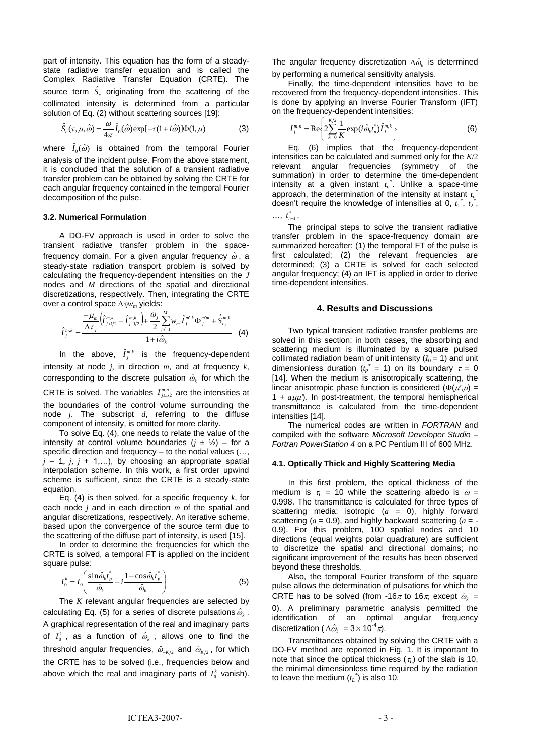part of intensity. This equation has the form of a steady-state radiative transfer equation and is called the Complex Radiative Transfer Equation (CRTE). The source term $\hat{S}_c$ originating from the scattering of the collimated intensity is determined from a particular solution of Eq. (2) without scattering sources [19]:

$$\hat{S}_c(\tau,\mu,\hat{\omega}) = \frac{\omega}{4\pi}\hat{I}_0(\hat{\omega})\exp[-\tau(1+i\hat{\omega})]\Phi(1,\mu) \tag{3}$$

where $\hat{I}_0(\hat{\omega})$ is obtained from the temporal Fourier analysis of the incident pulse. From the above statement, it is concluded that the solution of a transient radiative transfer problem can be obtained by solving the CRTE for each angular frequency contained in the temporal Fourier decomposition of the pulse.

### 3.2. Numerical Formulation

A DO-FV approach is used in order to solve the transient radiative transfer problem in the space-frequency domain. For a given angular frequency $\hat{\omega}$, a steady-state radiation transport problem is solved by calculating the frequency-dependent intensities on the $J$ nodes and $M$ directions of the spatial and directional discretizations, respectively. Then, integrating the CRTE over a control space $\Delta\tau_j w_m$ yields:

$$\hat{I}_j^{m,k} = \frac{\dfrac{-\mu_m}{\Delta\tau_j}\left(\hat{I}_{j+1/2}^{m,k} - \hat{I}_{j-1/2}^{m,k}\right) + \dfrac{\omega_j}{2}\sum_{m'=1}^{M} w_{m'}\hat{I}_j^{m',k}\Phi_j^{m'm} + \hat{S}_{c_j}^{m,k}}{1+i\hat{\omega}_k} \tag{4}$$

In the above, $\hat{I}_j^{m,k}$ is the frequency-dependent intensity at node $j$, in direction $m$, and at frequency $k$, corresponding to the discrete pulsation $\hat{\omega}_k$ for which the CRTE is solved. The variables $I_{j\pm 1/2}^{m,n}$ are the intensities at the boundaries of the control volume surrounding the node $j$. The subscript $d$, referring to the diffuse component of intensity, is omitted for more clarity.

To solve Eq. (4), one needs to relate the value of the intensity at control volume boundaries ($j \pm ½$) – for a specific direction and frequency – to the nodal values (…, $j$ – 1, $j$, $j$ + 1,…), by choosing an appropriate spatial interpolation scheme. In this work, a first order upwind scheme is sufficient, since the CRTE is a steady-state equation.

Eq. (4) is then solved, for a specific frequency $k$, for each node $j$ and in each direction $m$ of the spatial and angular discretizations, respectively. An iterative scheme, based upon the convergence of the source term due to the scattering of the diffuse part of intensity, is used [15].

In order to determine the frequencies for which the CRTE is solved, a temporal FT is applied on the incident square pulse:

$$I_0^k = I_0\left(\frac{\sin\hat{\omega}_k t_p^*}{\hat{\omega}_k} - i\frac{1-\cos\hat{\omega}_k t_p^*}{\hat{\omega}_k}\right) \tag{5}$$

The $K$ relevant angular frequencies are selected by calculating Eq. (5) for a series of discrete pulsations $\hat{\omega}_k$. A graphical representation of the real and imaginary parts of $I_0^k$, as a function of $\hat{\omega}_k$, allows one to find the threshold angular frequencies, $\hat{\omega}_{-K/2}$ and $\hat{\omega}_{K/2}$, for which the CRTE has to be solved (i.e., frequencies below and above which the real and imaginary parts of $I_0^k$ vanish). The angular frequency discretization $\Delta\hat{\omega}_k$ is determined by performing a numerical sensitivity analysis.

Finally, the time-dependent intensities have to be recovered from the frequency-dependent intensities. This is done by applying an Inverse Fourier Transform (IFT) on the frequency-dependent intensities:

$$I_j^{m,n} = \mathrm{Re}\left\{2\sum_{k=0}^{K/2}\frac{1}{K}\exp(i\hat{\omega}_k t_n^*)\hat{I}_j^{m,k}\right\} \tag{6}$$

Eq. (6) implies that the frequency-dependent intensities can be calculated and summed only for the $K/2$ relevant angular frequencies (symmetry of the summation) in order to determine the time-dependent intensity at a given instant $t_n^*$. Unlike a space-time approach, the determination of the intensity at instant $t_n^*$ doesn't require the knowledge of intensities at 0, $t_1^*$, $t_2^*$, …, $t_{n-1}^*$.

The principal steps to solve the transient radiative transfer problem in the space-frequency domain are summarized hereafter: (1) the temporal FT of the pulse is first calculated; (2) the relevant frequencies are determined; (3) a CRTE is solved for each selected angular frequency; (4) an IFT is applied in order to derive time-dependent intensities.

## 4. Results and Discussions

Two typical transient radiative transfer problems are solved in this section; in both cases, the absorbing and scattering medium is illuminated by a square pulsed collimated radiation beam of unit intensity ($I_0$ = 1) and unit dimensionless duration ($t_p^*$ = 1) on its boundary $\tau$ = 0 [14]. When the medium is anisotropically scattering, the linear anisotropic phase function is considered ($\Phi(\mu',\mu)$ = 1 + $a\mu\mu'$). In post-treatment, the temporal hemispherical transmittance is calculated from the time-dependent intensities [14].

The numerical codes are written in *FORTRAN* and compiled with the software *Microsoft Developer Studio – Fortran PowerStation 4* on a PC Pentium III of 600 MHz.

### 4.1. Optically Thick and Highly Scattering Media

In this first problem, the optical thickness of the medium is $\tau_L$ = 10 while the scattering albedo is $\omega$ = 0.998. The transmittance is calculated for three types of scattering media: isotropic ($a$ = 0), highly forward scattering ($a$ = 0.9), and highly backward scattering ($a$ = -0.9). For this problem, 100 spatial nodes and 10 directions (equal weights polar quadrature) are sufficient to discretize the spatial and directional domains; no significant improvement of the results has been observed beyond these thresholds.

Also, the temporal Fourier transform of the square pulse allows the determination of pulsations for which the CRTE has to be solved (from -16$\pi$ to 16$\pi$, except $\hat{\omega}_k$ = 0). A preliminary parametric analysis permitted the identification of an optimal angular frequency discretization ($\Delta\hat{\omega}_k$ = $3\times 10^{-4}\pi$).

Transmittances obtained by solving the CRTE with a DO-FV method are reported in Fig. 1. It is important to note that since the optical thickness ($\tau_L$) of the slab is 10, the minimal dimensionless time required by the radiation to leave the medium ($t_L^*$) is also 10.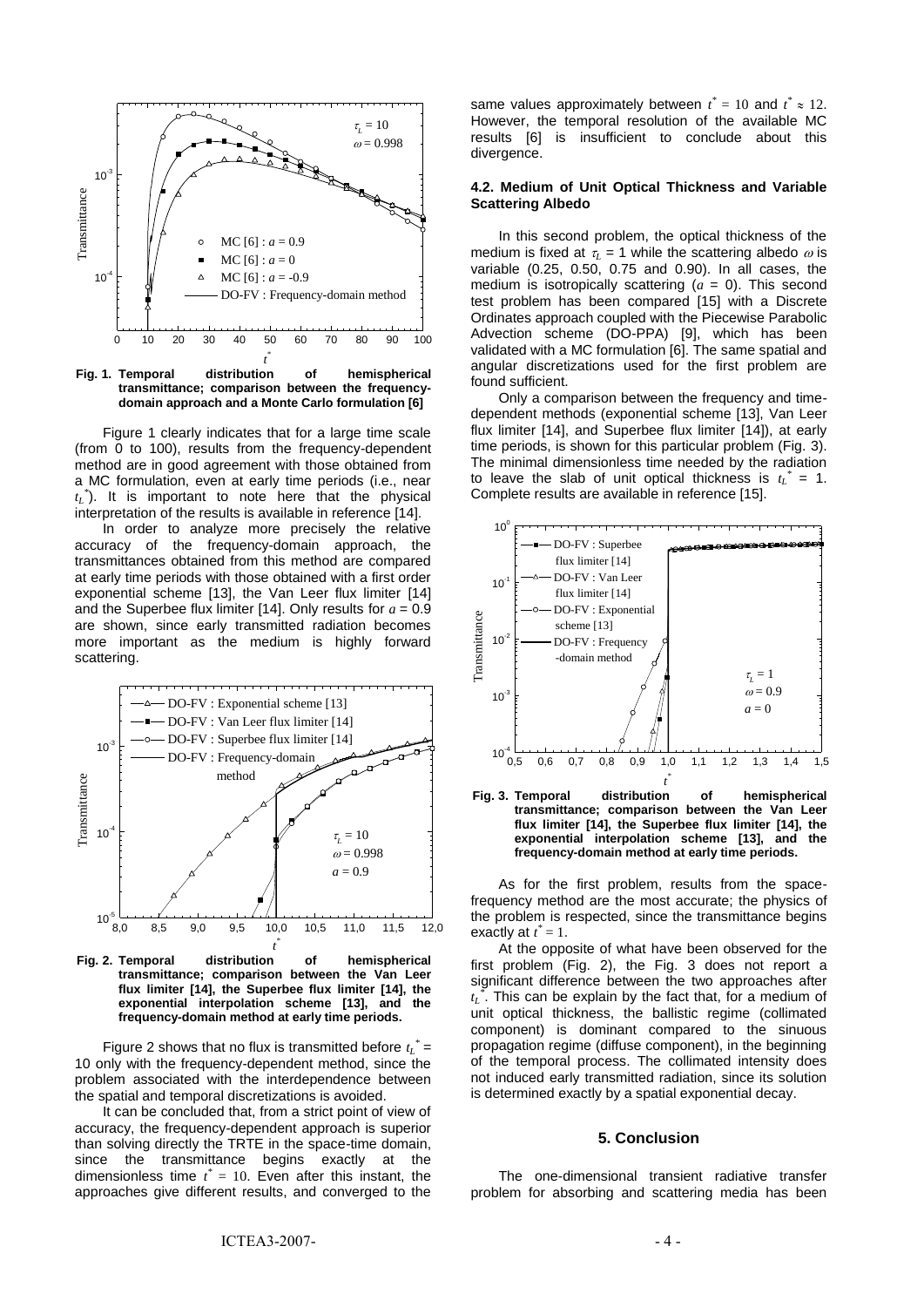**Fig. 1. Temporal distribution of hemispherical transmittance; comparison between the frequency-domain approach and a Monte Carlo formulation [6]**

Figure 1 clearly indicates that for a large time scale (from 0 to 100), results from the frequency-dependent method are in good agreement with those obtained from a MC formulation, even at early time periods (i.e., near $t_L^*$). It is important to note here that the physical interpretation of the results is available in reference [14].

In order to analyze more precisely the relative accuracy of the frequency-domain approach, the transmittances obtained from this method are compared at early time periods with those obtained with a first order exponential scheme [13], the Van Leer flux limiter [14] and the Superbee flux limiter [14]. Only results for $a = 0.9$ are shown, since early transmitted radiation becomes more important as the medium is highly forward scattering.

**Fig. 2. Temporal distribution of hemispherical transmittance; comparison between the Van Leer flux limiter [14], the Superbee flux limiter [14], the exponential interpolation scheme [13], and the frequency-domain method at early time periods.**

Figure 2 shows that no flux is transmitted before $t_L^* = 10$ only with the frequency-dependent method, since the problem associated with the interdependence between the spatial and temporal discretizations is avoided.

It can be concluded that, from a strict point of view of accuracy, the frequency-dependent approach is superior than solving directly the TRTE in the space-time domain, since the transmittance begins exactly at the dimensionless time $t^* = 10$. Even after this instant, the approaches give different results, and converged to the same values approximately between $t^* = 10$ and $t^* \approx 12$. However, the temporal resolution of the available MC results [6] is insufficient to conclude about this divergence.

#### 4.2. Medium of Unit Optical Thickness and Variable Scattering Albedo

In this second problem, the optical thickness of the medium is fixed at $\tau_L = 1$ while the scattering albedo $\omega$ is variable (0.25, 0.50, 0.75 and 0.90). In all cases, the medium is isotropically scattering ($a = 0$). This second test problem has been compared [15] with a Discrete Ordinates approach coupled with the Piecewise Parabolic Advection scheme (DO-PPA) [9], which has been validated with a MC formulation [6]. The same spatial and angular discretizations used for the first problem are found sufficient.

Only a comparison between the frequency and time-dependent methods (exponential scheme [13], Van Leer flux limiter [14], and Superbee flux limiter [14]), at early time periods, is shown for this particular problem (Fig. 3). The minimal dimensionless time needed by the radiation to leave the slab of unit optical thickness is $t_L^* = 1$. Complete results are available in reference [15].

**Fig. 3. Temporal distribution of hemispherical transmittance; comparison between the Van Leer flux limiter [14], the Superbee flux limiter [14], the exponential interpolation scheme [13], and the frequency-domain method at early time periods.**

As for the first problem, results from the space-frequency method are the most accurate; the physics of the problem is respected, since the transmittance begins exactly at $t^* = 1$.

At the opposite of what have been observed for the first problem (Fig. 2), the Fig. 3 does not report a significant difference between the two approaches after $t_L^*$. This can be explain by the fact that, for a medium of unit optical thickness, the ballistic regime (collimated component) is dominant compared to the sinuous propagation regime (diffuse component), in the beginning of the temporal process. The collimated intensity does not induced early transmitted radiation, since its solution is determined exactly by a spatial exponential decay.

## 5. Conclusion

The one-dimensional transient radiative transfer problem for absorbing and scattering media has been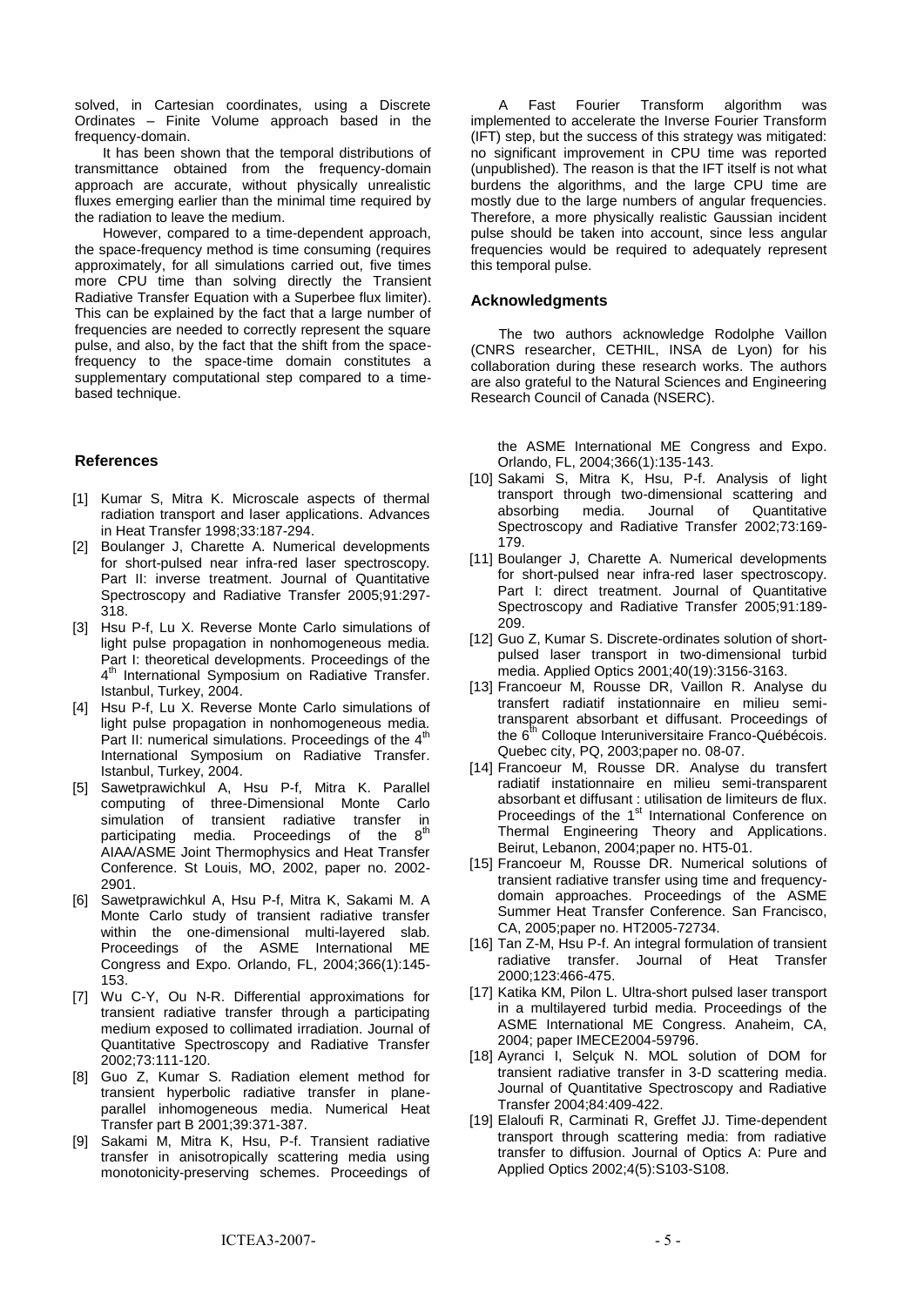solved, in Cartesian coordinates, using a Discrete Ordinates – Finite Volume approach based in the frequency-domain.

It has been shown that the temporal distributions of transmittance obtained from the frequency-domain approach are accurate, without physically unrealistic fluxes emerging earlier than the minimal time required by the radiation to leave the medium.

However, compared to a time-dependent approach, the space-frequency method is time consuming (requires approximately, for all simulations carried out, five times more CPU time than solving directly the Transient Radiative Transfer Equation with a Superbee flux limiter). This can be explained by the fact that a large number of frequencies are needed to correctly represent the square pulse, and also, by the fact that the shift from the space-frequency to the space-time domain constitutes a supplementary computational step compared to a time-based technique.

A Fast Fourier Transform algorithm was implemented to accelerate the Inverse Fourier Transform (IFT) step, but the success of this strategy was mitigated: no significant improvement in CPU time was reported (unpublished). The reason is that the IFT itself is not what burdens the algorithms, and the large CPU time are mostly due to the large numbers of angular frequencies. Therefore, a more physically realistic Gaussian incident pulse should be taken into account, since less angular frequencies would be required to adequately represent this temporal pulse.

## Acknowledgments

The two authors acknowledge Rodolphe Vaillon (CNRS researcher, CETHIL, INSA de Lyon) for his collaboration during these research works. The authors are also grateful to the Natural Sciences and Engineering Research Council of Canada (NSERC).

## References

[1] Kumar S, Mitra K. Microscale aspects of thermal radiation transport and laser applications. Advances in Heat Transfer 1998;33:187-294.

[2] Boulanger J, Charette A. Numerical developments for short-pulsed near infra-red laser spectroscopy. Part II: inverse treatment. Journal of Quantitative Spectroscopy and Radiative Transfer 2005;91:297-318.

[3] Hsu P-f, Lu X. Reverse Monte Carlo simulations of light pulse propagation in nonhomogeneous media. Part I: theoretical developments. Proceedings of the 4th International Symposium on Radiative Transfer. Istanbul, Turkey, 2004.

[4] Hsu P-f, Lu X. Reverse Monte Carlo simulations of light pulse propagation in nonhomogeneous media. Part II: numerical simulations. Proceedings of the 4th International Symposium on Radiative Transfer. Istanbul, Turkey, 2004.

[5] Sawetprawichkul A, Hsu P-f, Mitra K. Parallel computing of three-Dimensional Monte Carlo simulation of transient radiative transfer in participating media. Proceedings of the 8th AIAA/ASME Joint Thermophysics and Heat Transfer Conference. St Louis, MO, 2002, paper no. 2002-2901.

[6] Sawetprawichkul A, Hsu P-f, Mitra K, Sakami M. A Monte Carlo study of transient radiative transfer within the one-dimensional multi-layered slab. Proceedings of the ASME International ME Congress and Expo. Orlando, FL, 2004;366(1):145-153.

[7] Wu C-Y, Ou N-R. Differential approximations for transient radiative transfer through a participating medium exposed to collimated irradiation. Journal of Quantitative Spectroscopy and Radiative Transfer 2002;73:111-120.

[8] Guo Z, Kumar S. Radiation element method for transient hyperbolic radiative transfer in plane-parallel inhomogeneous media. Numerical Heat Transfer part B 2001;39:371-387.

[9] Sakami M, Mitra K, Hsu, P-f. Transient radiative transfer in anisotropically scattering media using monotonicity-preserving schemes. Proceedings of the ASME International ME Congress and Expo. Orlando, FL, 2004;366(1):135-143.

[10] Sakami S, Mitra K, Hsu, P-f. Analysis of light transport through two-dimensional scattering and absorbing media. Journal of Quantitative Spectroscopy and Radiative Transfer 2002;73:169-179.

[11] Boulanger J, Charette A. Numerical developments for short-pulsed near infra-red laser spectroscopy. Part I: direct treatment. Journal of Quantitative Spectroscopy and Radiative Transfer 2005;91:189-209.

[12] Guo Z, Kumar S. Discrete-ordinates solution of short-pulsed laser transport in two-dimensional turbid media. Applied Optics 2001;40(19):3156-3163.

[13] Francoeur M, Rousse DR, Vaillon R. Analyse du transfert radiatif instationnaire en milieu semi-transparent absorbant et diffusant. Proceedings of the 6th Colloque Interuniversitaire Franco-Québécois. Quebec city, PQ, 2003;paper no. 08-07.

[14] Francoeur M, Rousse DR. Analyse du transfert radiatif instationnaire en milieu semi-transparent absorbant et diffusant : utilisation de limiteurs de flux. Proceedings of the 1st International Conference on Thermal Engineering Theory and Applications. Beirut, Lebanon, 2004;paper no. HT5-01.

[15] Francoeur M, Rousse DR. Numerical solutions of transient radiative transfer using time and frequency-domain approaches. Proceedings of the ASME Summer Heat Transfer Conference. San Francisco, CA, 2005;paper no. HT2005-72734.

[16] Tan Z-M, Hsu P-f. An integral formulation of transient radiative transfer. Journal of Heat Transfer 2000;123:466-475.

[17] Katika KM, Pilon L. Ultra-short pulsed laser transport in a multilayered turbid media. Proceedings of the ASME International ME Congress. Anaheim, CA, 2004; paper IMECE2004-59796.

[18] Ayranci I, Selçuk N. MOL solution of DOM for transient radiative transfer in 3-D scattering media. Journal of Quantitative Spectroscopy and Radiative Transfer 2004;84:409-422.

[19] Elaloufi R, Carminati R, Greffet JJ. Time-dependent transport through scattering media: from radiative transfer to diffusion. Journal of Optics A: Pure and Applied Optics 2002;4(5):S103-S108.